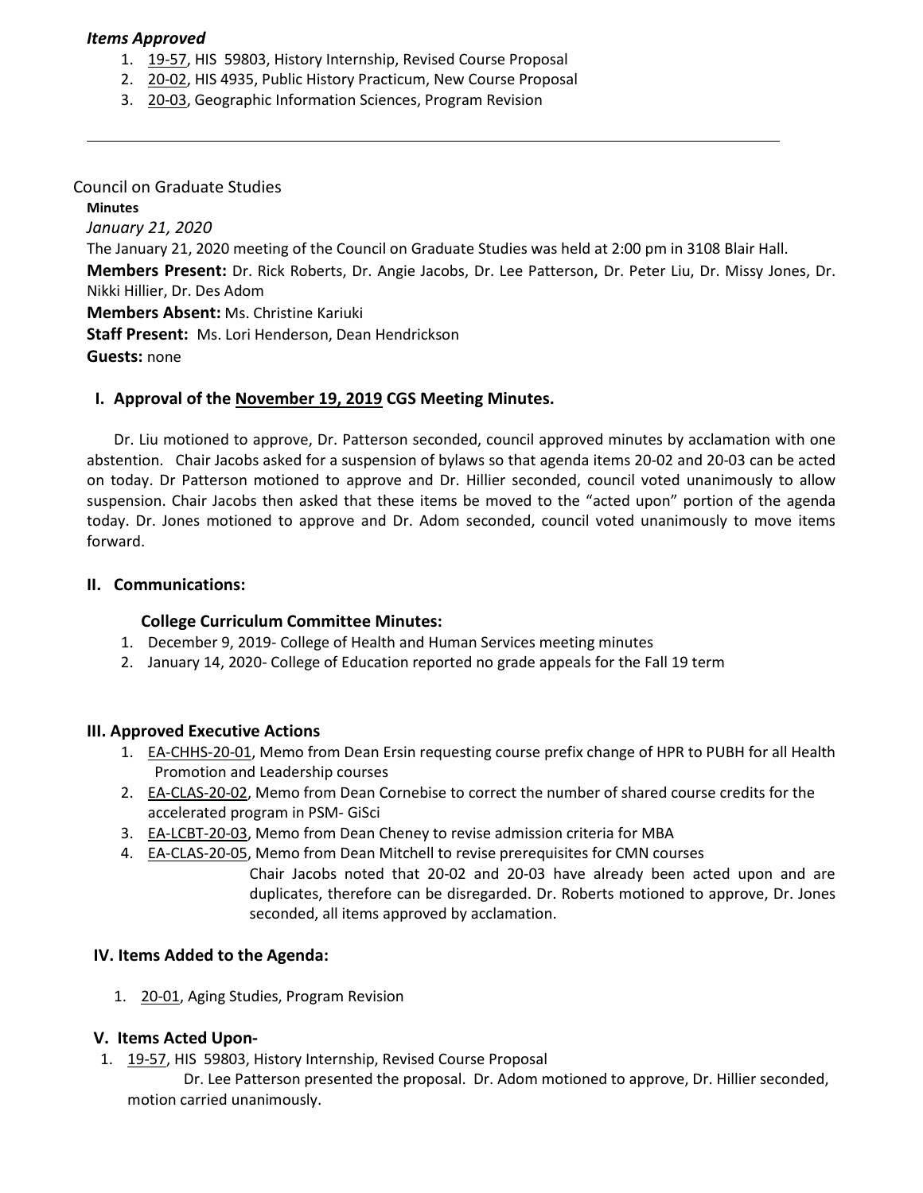***Items Approved***

1. 19-57, HIS 59803, History Internship, Revised Course Proposal
2. 20-02, HIS 4935, Public History Practicum, New Course Proposal
3. 20-03, Geographic Information Sciences, Program Revision

---

Council on Graduate Studies

**Minutes**

*January 21, 2020*

The January 21, 2020 meeting of the Council on Graduate Studies was held at 2:00 pm in 3108 Blair Hall.

**Members Present:** Dr. Rick Roberts, Dr. Angie Jacobs, Dr. Lee Patterson, Dr. Peter Liu, Dr. Missy Jones, Dr. Nikki Hillier, Dr. Des Adom

**Members Absent:** Ms. Christine Kariuki

**Staff Present:** Ms. Lori Henderson, Dean Hendrickson

**Guests:** none

## I. Approval of the November 19, 2019 CGS Meeting Minutes.

Dr. Liu motioned to approve, Dr. Patterson seconded, council approved minutes by acclamation with one abstention. Chair Jacobs asked for a suspension of bylaws so that agenda items 20-02 and 20-03 can be acted on today. Dr Patterson motioned to approve and Dr. Hillier seconded, council voted unanimously to allow suspension. Chair Jacobs then asked that these items be moved to the "acted upon" portion of the agenda today. Dr. Jones motioned to approve and Dr. Adom seconded, council voted unanimously to move items forward.

## II. Communications:

### College Curriculum Committee Minutes:

1. December 9, 2019- College of Health and Human Services meeting minutes
2. January 14, 2020- College of Education reported no grade appeals for the Fall 19 term

## III. Approved Executive Actions

1. EA-CHHS-20-01, Memo from Dean Ersin requesting course prefix change of HPR to PUBH for all Health Promotion and Leadership courses
2. EA-CLAS-20-02, Memo from Dean Cornebise to correct the number of shared course credits for the accelerated program in PSM- GiSci
3. EA-LCBT-20-03, Memo from Dean Cheney to revise admission criteria for MBA
4. EA-CLAS-20-05, Memo from Dean Mitchell to revise prerequisites for CMN courses

Chair Jacobs noted that 20-02 and 20-03 have already been acted upon and are duplicates, therefore can be disregarded. Dr. Roberts motioned to approve, Dr. Jones seconded, all items approved by acclamation.

## IV. Items Added to the Agenda:

1. 20-01, Aging Studies, Program Revision

## V. Items Acted Upon-

1. 19-57, HIS 59803, History Internship, Revised Course Proposal

   Dr. Lee Patterson presented the proposal. Dr. Adom motioned to approve, Dr. Hillier seconded, motion carried unanimously.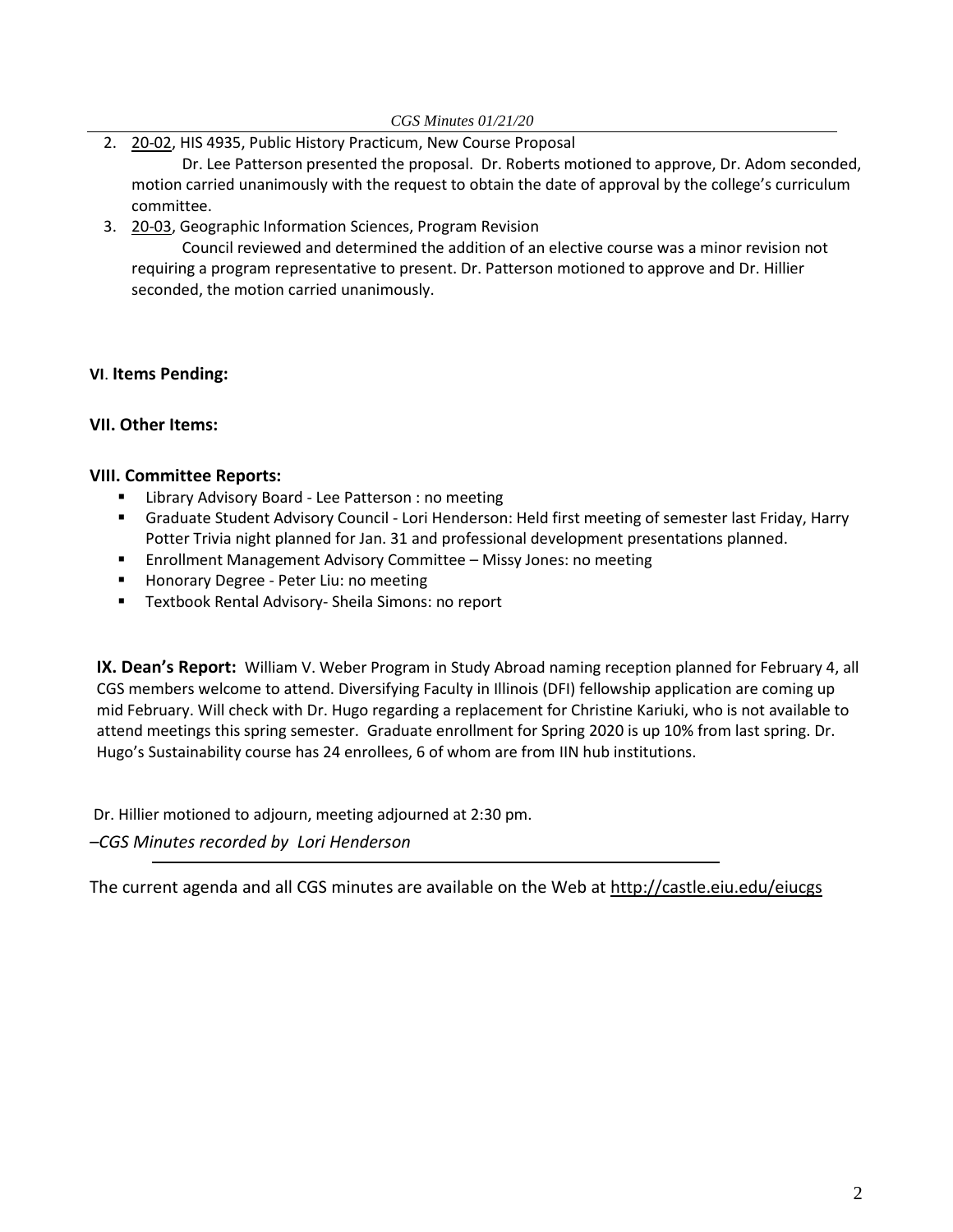2. 20-02, HIS 4935, Public History Practicum, New Course Proposal

   Dr. Lee Patterson presented the proposal. Dr. Roberts motioned to approve, Dr. Adom seconded, motion carried unanimously with the request to obtain the date of approval by the college's curriculum committee.

3. 20-03, Geographic Information Sciences, Program Revision

   Council reviewed and determined the addition of an elective course was a minor revision not requiring a program representative to present. Dr. Patterson motioned to approve and Dr. Hillier seconded, the motion carried unanimously.

**VI. Items Pending:**

**VII. Other Items:**

**VIII. Committee Reports:**

- Library Advisory Board - Lee Patterson : no meeting
- Graduate Student Advisory Council - Lori Henderson: Held first meeting of semester last Friday, Harry Potter Trivia night planned for Jan. 31 and professional development presentations planned.
- Enrollment Management Advisory Committee – Missy Jones: no meeting
- Honorary Degree - Peter Liu: no meeting
- Textbook Rental Advisory- Sheila Simons: no report

**IX. Dean's Report:** William V. Weber Program in Study Abroad naming reception planned for February 4, all CGS members welcome to attend. Diversifying Faculty in Illinois (DFI) fellowship application are coming up mid February. Will check with Dr. Hugo regarding a replacement for Christine Kariuki, who is not available to attend meetings this spring semester. Graduate enrollment for Spring 2020 is up 10% from last spring. Dr. Hugo's Sustainability course has 24 enrollees, 6 of whom are from IIN hub institutions.

Dr. Hillier motioned to adjourn, meeting adjourned at 2:30 pm.

*–CGS Minutes recorded by Lori Henderson*

---

The current agenda and all CGS minutes are available on the Web at http://castle.eiu.edu/eiucgs